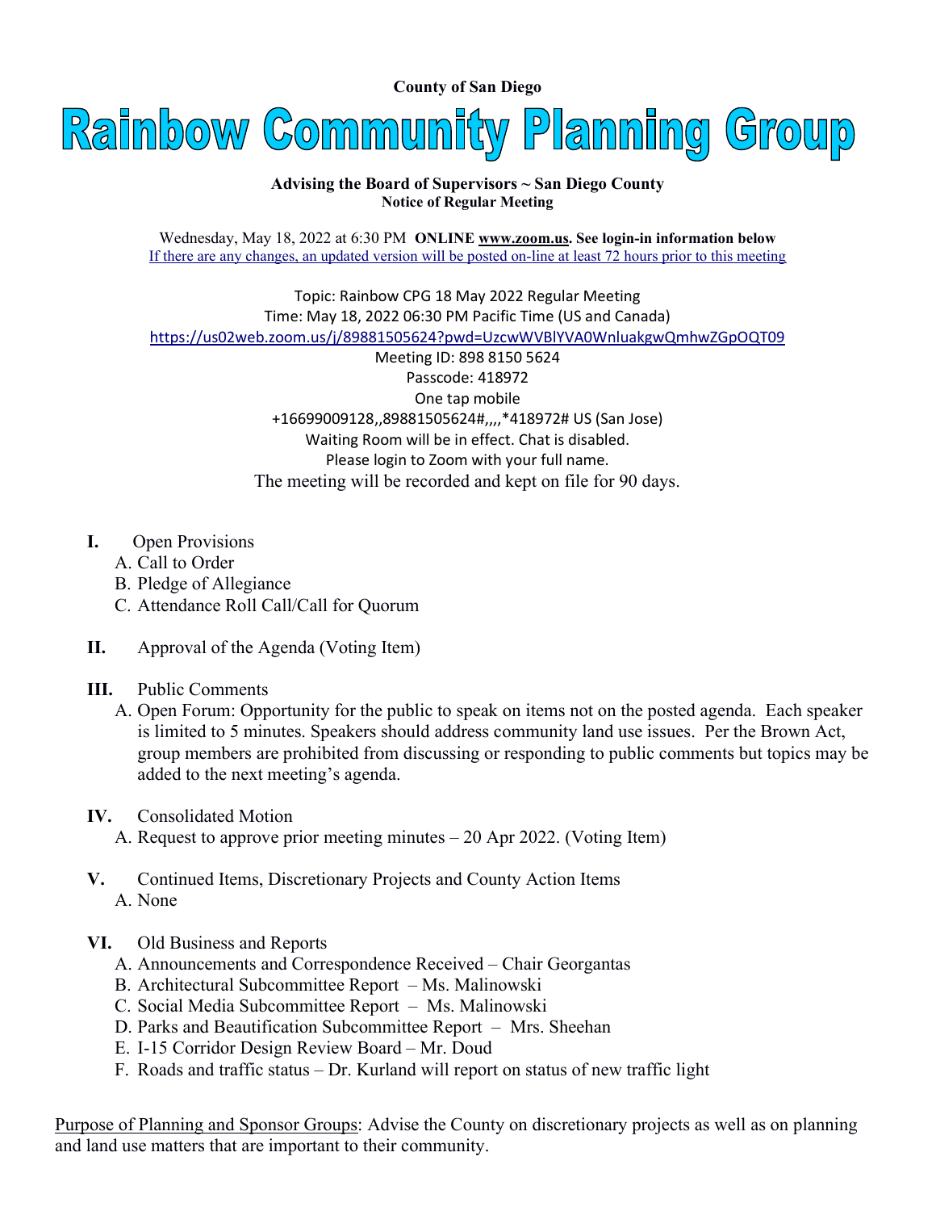**County of San Diego**

# Rainbow Community Planning Group

**Advising the Board of Supervisors ~ San Diego County**
**Notice of Regular Meeting**

Wednesday, May 18, 2022 at 6:30 PM **ONLINE www.zoom.us. See login-in information below**
If there are any changes, an updated version will be posted on-line at least 72 hours prior to this meeting

Topic: Rainbow CPG 18 May 2022 Regular Meeting
Time: May 18, 2022 06:30 PM Pacific Time (US and Canada)
https://us02web.zoom.us/j/89881505624?pwd=UzcwWVBlYVA0WnluakgwQmhwZGpOQT09
Meeting ID: 898 8150 5624
Passcode: 418972
One tap mobile
+16699009128,,89881505624#,,,,*418972# US (San Jose)
Waiting Room will be in effect. Chat is disabled.
Please login to Zoom with your full name.
The meeting will be recorded and kept on file for 90 days.

**I.** Open Provisions
- A. Call to Order
- B. Pledge of Allegiance
- C. Attendance Roll Call/Call for Quorum

**II.** Approval of the Agenda (Voting Item)

**III.** Public Comments
- A. Open Forum: Opportunity for the public to speak on items not on the posted agenda. Each speaker is limited to 5 minutes. Speakers should address community land use issues. Per the Brown Act, group members are prohibited from discussing or responding to public comments but topics may be added to the next meeting's agenda.

**IV.** Consolidated Motion
- A. Request to approve prior meeting minutes – 20 Apr 2022. (Voting Item)

**V.** Continued Items, Discretionary Projects and County Action Items
- A. None

**VI.** Old Business and Reports
- A. Announcements and Correspondence Received – Chair Georgantas
- B. Architectural Subcommittee Report – Ms. Malinowski
- C. Social Media Subcommittee Report – Ms. Malinowski
- D. Parks and Beautification Subcommittee Report – Mrs. Sheehan
- E. I-15 Corridor Design Review Board – Mr. Doud
- F. Roads and traffic status – Dr. Kurland will report on status of new traffic light

Purpose of Planning and Sponsor Groups: Advise the County on discretionary projects as well as on planning and land use matters that are important to their community.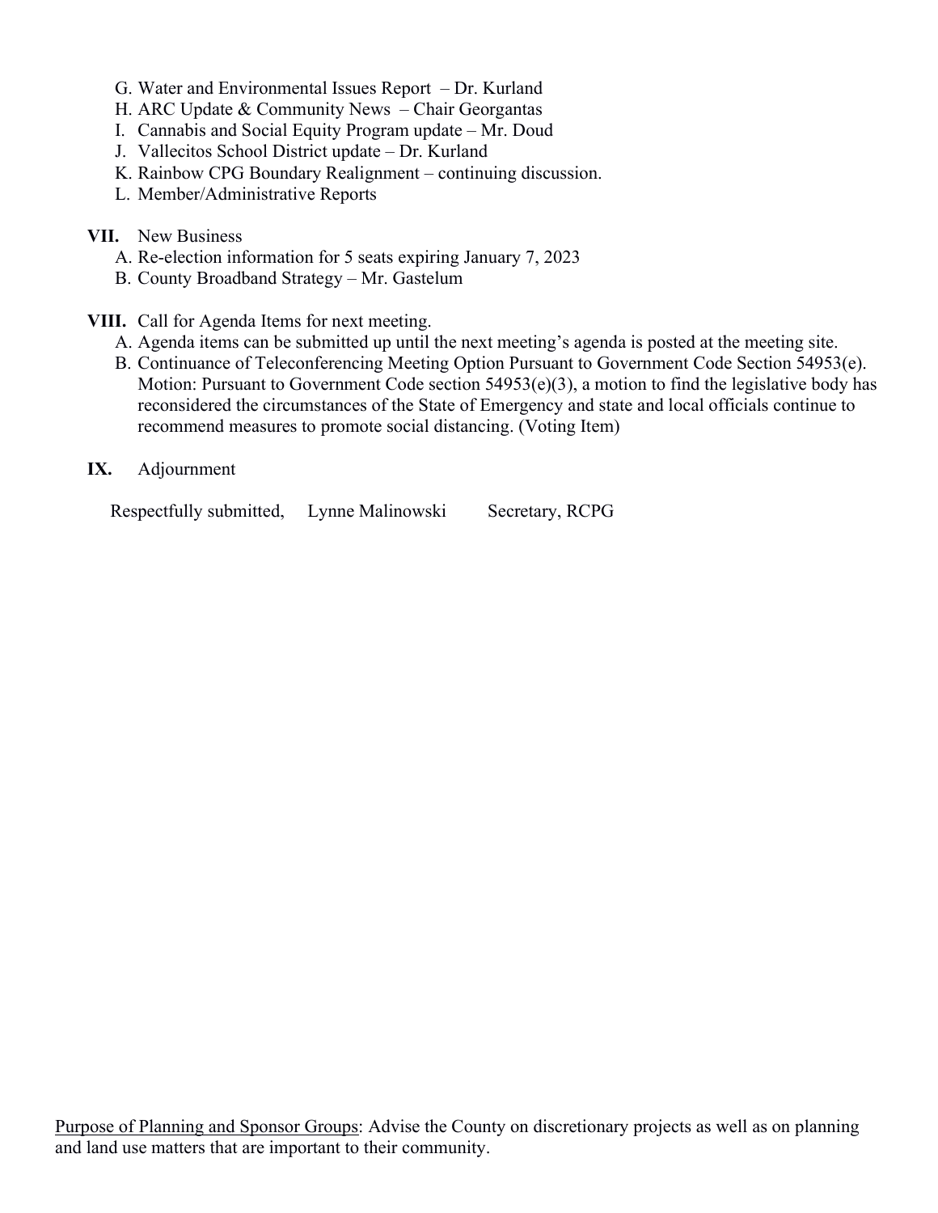G. Water and Environmental Issues Report – Dr. Kurland
H. ARC Update & Community News – Chair Georgantas
I. Cannabis and Social Equity Program update – Mr. Doud
J. Vallecitos School District update – Dr. Kurland
K. Rainbow CPG Boundary Realignment – continuing discussion.
L. Member/Administrative Reports

**VII.** New Business

A. Re-election information for 5 seats expiring January 7, 2023
B. County Broadband Strategy – Mr. Gastelum

**VIII.** Call for Agenda Items for next meeting.

A. Agenda items can be submitted up until the next meeting's agenda is posted at the meeting site.
B. Continuance of Teleconferencing Meeting Option Pursuant to Government Code Section 54953(e). Motion: Pursuant to Government Code section 54953(e)(3), a motion to find the legislative body has reconsidered the circumstances of the State of Emergency and state and local officials continue to recommend measures to promote social distancing. (Voting Item)

**IX.** Adjournment

Respectfully submitted, Lynne Malinowski Secretary, RCPG

Purpose of Planning and Sponsor Groups: Advise the County on discretionary projects as well as on planning and land use matters that are important to their community.